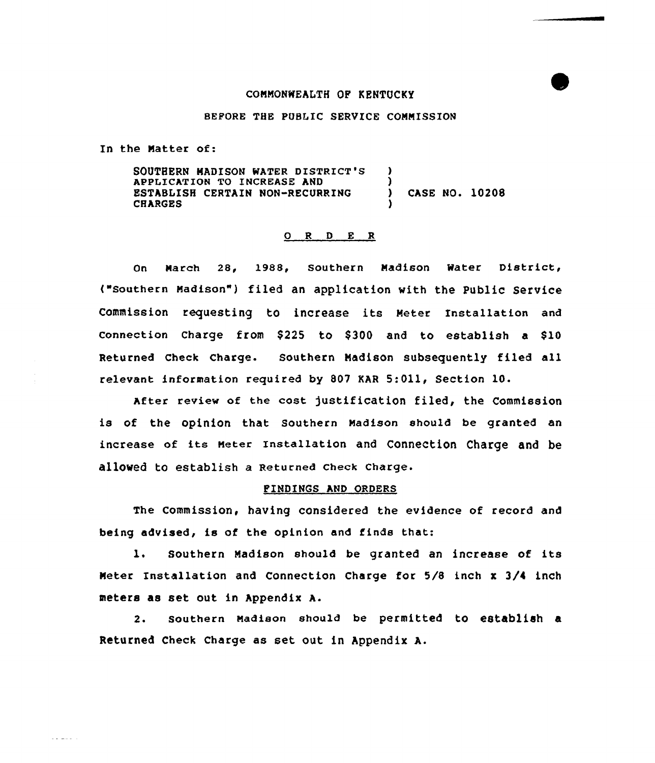COMMONWEALTH OF KENTUCKY

BEFORE THE PUBLIC SERVICE COMMISSION

In the Matter of:

SOUTHERN MADISON WATER DISTRICT'S APPLICATION TO INCREASE AND ESTABLISH CERTAIN NON-RECURRING CHARGES ) CASE NO. 10208

O R D E R

On March 28, 1988, Southern Madison Water District, ("Southern Madison") filed an application with the Public Service Commission requesting to increase its Meter Installation and Connection Charge from $225 to $300 and to establish a $10 Returned Check Charge. Southern Madison subsequently filed all relevant information required by 807 KAR 5:011, Section 10.

After review of the cost justification filed, the Commission is of the opinion that Southern Madison should be granted an increase of its Meter Installation and Connection Charge and be allowed to establish a Returned Check Charge.

FINDINGS AND ORDERS

The Commission, having considered the evidence of record and being advised, is of the opinion and finds that:

1. Southern Madison should be granted an increase of its Meter Installation and Connection Charge for 5/8 inch x 3/4 inch meters as set out in Appendix A.

2. Southern Madison should be permitted to establish a Returned Check Charge as set out in Appendix A.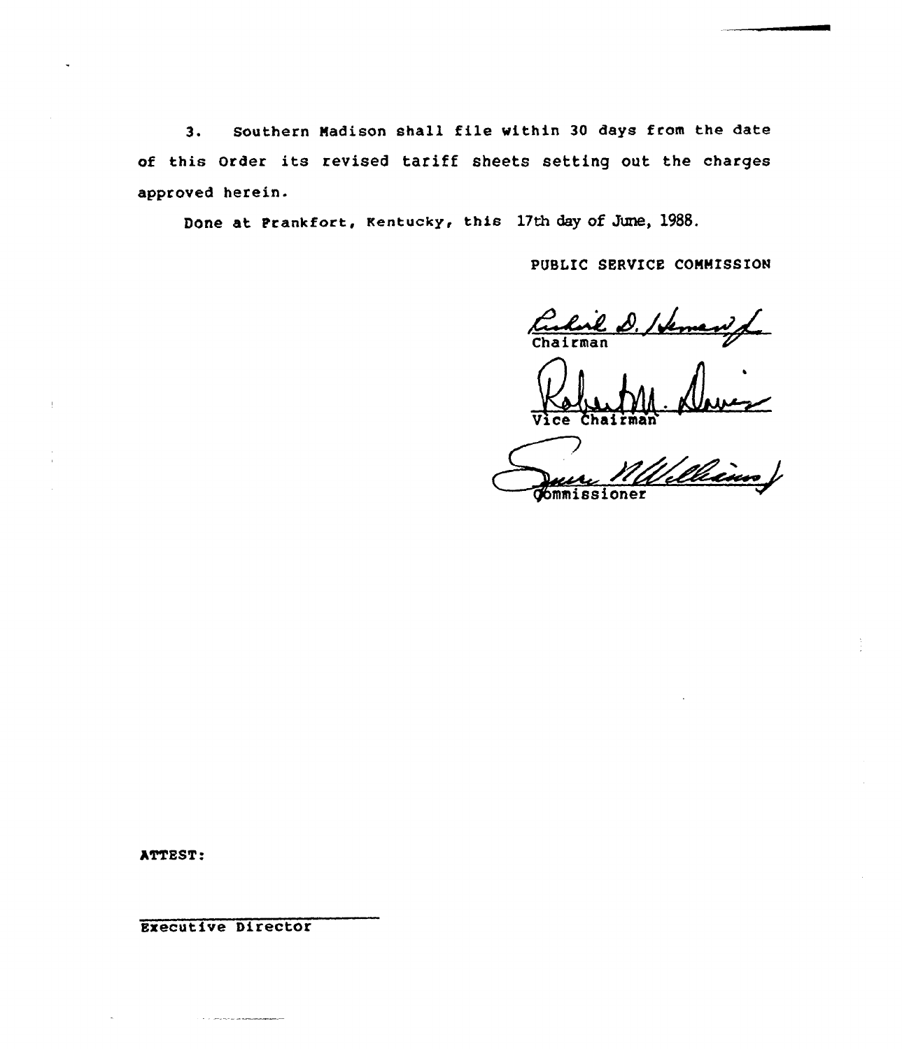3. Southern Madison shall file within 30 days from the date of this Order its revised tariff sheets setting out the charges approved herein.

Done at Frankfort, Kentucky, this 17th day of June, 1988.

PUBLIC SERVICE COMMISSION

Chairman

Vice Chairman

Commissioner

ATTEST:

Executive Director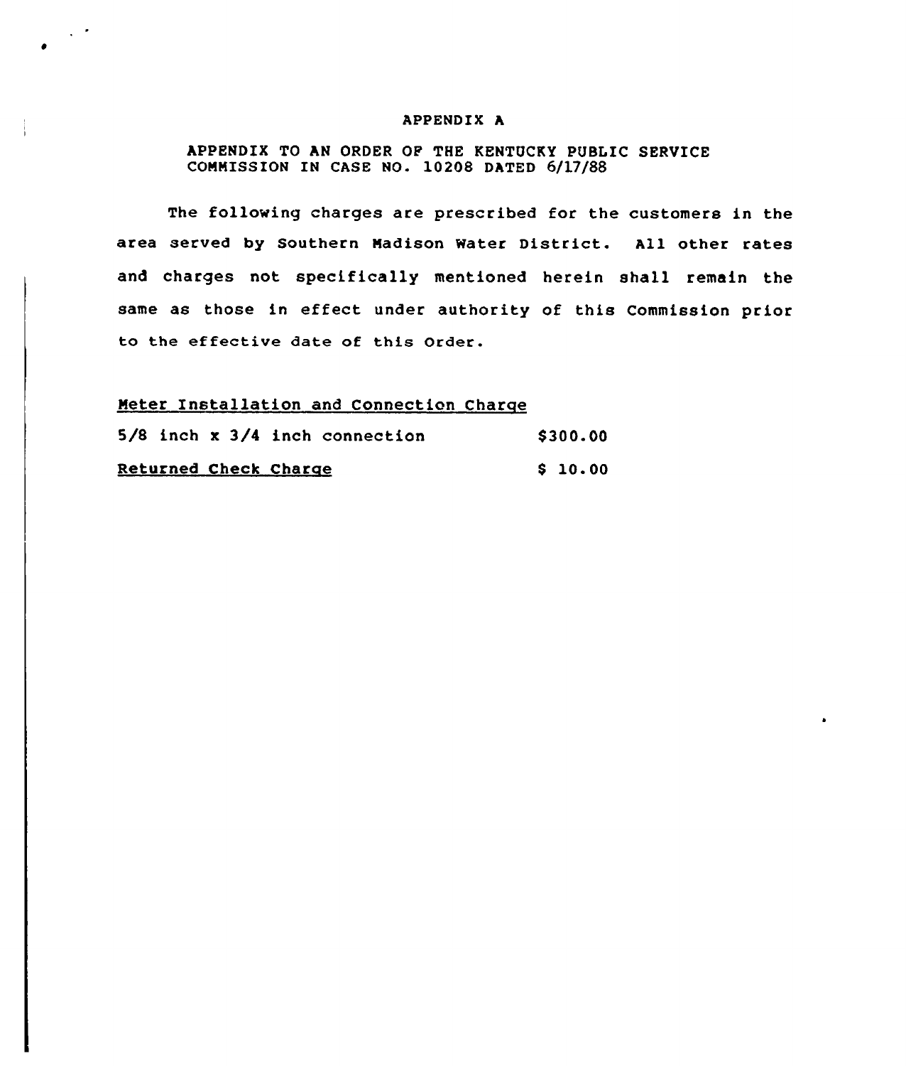# APPENDIX A

APPENDIX TO AN ORDER OF THE KENTUCKY PUBLIC SERVICE COMMISSION IN CASE NO. 10208 DATED 6/17/88

The following charges are prescribed for the customers in the area served by Southern Madison Water District. All other rates and charges not specifically mentioned herein shall remain the same as those in effect under authority of this Commission prior to the effective date of this Order.

| | |
|---|---|
| Meter Installation and Connection Charge | |
| 5/8 inch x 3/4 inch connection | $300.00 |
| Returned Check Charge | $ 10.00 |